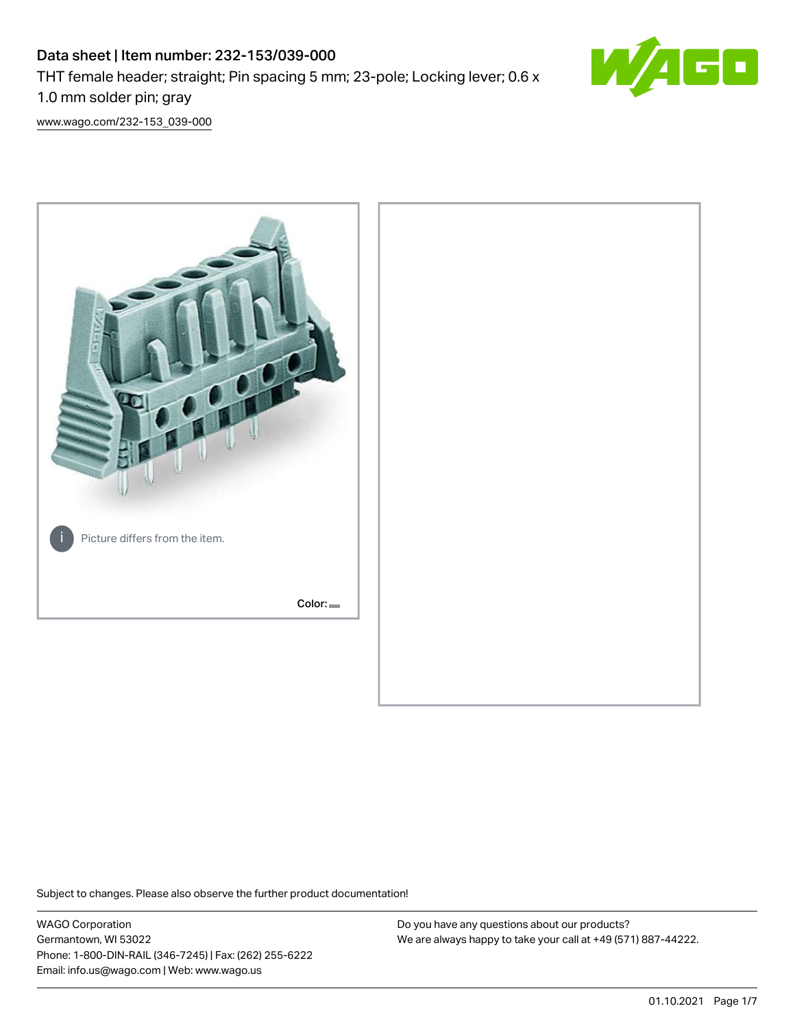# Data sheet | Item number: 232-153/039-000

THT female header; straight; Pin spacing 5 mm; 23-pole; Locking lever; 0.6 x 1.0 mm solder pin; gray

www.wago.com/232-153_039-000

Picture differs from the item.

Color:

Subject to changes. Please also observe the further product documentation!

WAGO Corporation
Germantown, WI 53022
Phone: 1-800-DIN-RAIL (346-7245) | Fax: (262) 255-6222
Email: info.us@wago.com | Web: www.wago.us

Do you have any questions about our products?
We are always happy to take your call at +49 (571) 887-44222.

01.10.2021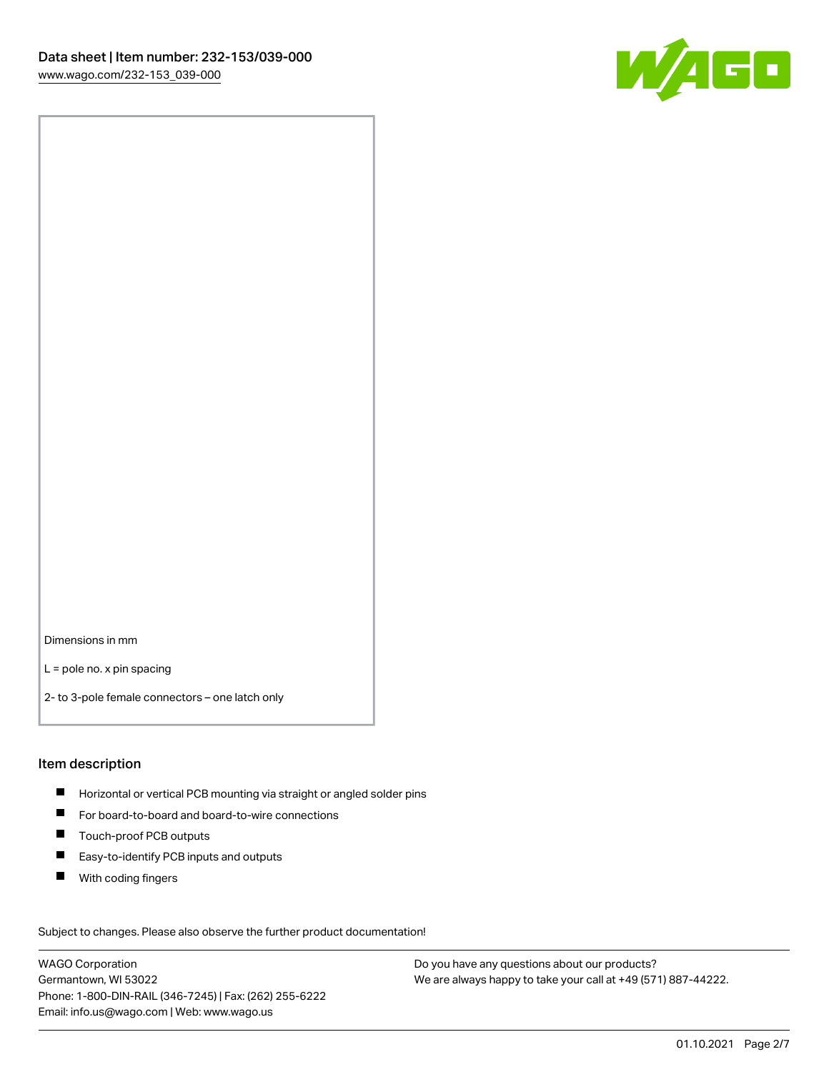Dimensions in mm

L = pole no. x pin spacing

2- to 3-pole female connectors – one latch only

## Item description

- Horizontal or vertical PCB mounting via straight or angled solder pins
- For board-to-board and board-to-wire connections
- Touch-proof PCB outputs
- Easy-to-identify PCB inputs and outputs
- With coding fingers

Subject to changes. Please also observe the further product documentation!

WAGO Corporation
Germantown, WI 53022
Phone: 1-800-DIN-RAIL (346-7245) | Fax: (262) 255-6222
Email: info.us@wago.com | Web: www.wago.us

Do you have any questions about our products?
We are always happy to take your call at +49 (571) 887-44222.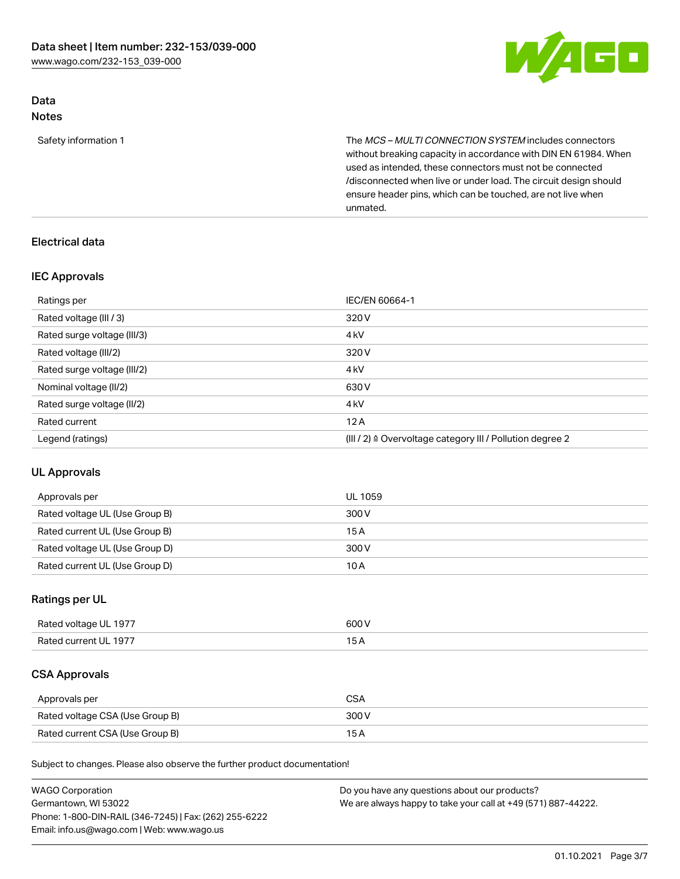## Data

### Notes

| | |
|---|---|
| Safety information 1 | The *MCS – MULTI CONNECTION SYSTEM* includes connectors without breaking capacity in accordance with DIN EN 61984. When used as intended, these connectors must not be connected /disconnected when live or under load. The circuit design should ensure header pins, which can be touched, are not live when unmated. |

## Electrical data

### IEC Approvals

| | |
|---|---|
| Ratings per | IEC/EN 60664-1 |
| Rated voltage (III / 3) | 320 V |
| Rated surge voltage (III/3) | 4 kV |
| Rated voltage (III/2) | 320 V |
| Rated surge voltage (III/2) | 4 kV |
| Nominal voltage (II/2) | 630 V |
| Rated surge voltage (II/2) | 4 kV |
| Rated current | 12 A |
| Legend (ratings) | (III / 2) ≙ Overvoltage category III / Pollution degree 2 |

### UL Approvals

| | |
|---|---|
| Approvals per | UL 1059 |
| Rated voltage UL (Use Group B) | 300 V |
| Rated current UL (Use Group B) | 15 A |
| Rated voltage UL (Use Group D) | 300 V |
| Rated current UL (Use Group D) | 10 A |

### Ratings per UL

| | |
|---|---|
| Rated voltage UL 1977 | 600 V |
| Rated current UL 1977 | 15 A |

### CSA Approvals

| | |
|---|---|
| Approvals per | CSA |
| Rated voltage CSA (Use Group B) | 300 V |
| Rated current CSA (Use Group B) | 15 A |

Subject to changes. Please also observe the further product documentation!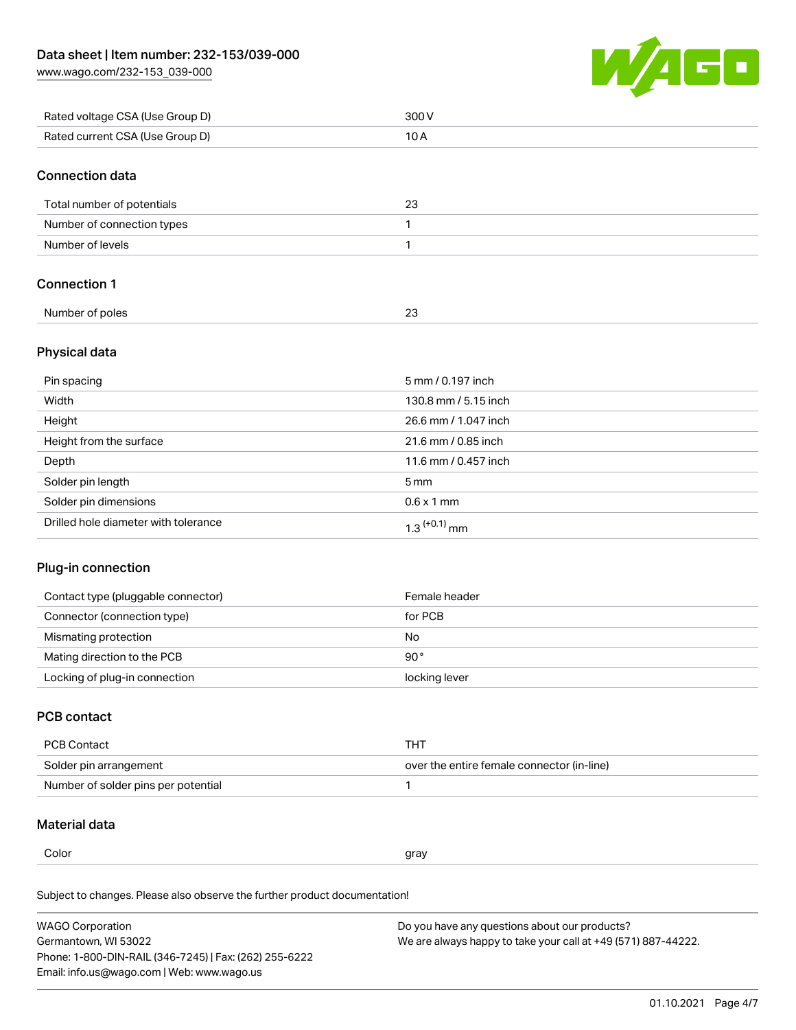| Rated voltage CSA (Use Group D) | 300 V |
| --- | --- |
| Rated current CSA (Use Group D) | 10 A |

## Connection data

| Total number of potentials | 23 |
| --- | --- |
| Number of connection types | 1 |
| Number of levels | 1 |

## Connection 1

| Number of poles | 23 |
| --- | --- |

## Physical data

| Pin spacing | 5 mm / 0.197 inch |
| --- | --- |
| Width | 130.8 mm / 5.15 inch |
| Height | 26.6 mm / 1.047 inch |
| Height from the surface | 21.6 mm / 0.85 inch |
| Depth | 11.6 mm / 0.457 inch |
| Solder pin length | 5 mm |
| Solder pin dimensions | 0.6 x 1 mm |
| Drilled hole diameter with tolerance | $1.3^{(+0.1)}$ mm |

## Plug-in connection

| Contact type (pluggable connector) | Female header |
| --- | --- |
| Connector (connection type) | for PCB |
| Mismating protection | No |
| Mating direction to the PCB | 90 ° |
| Locking of plug-in connection | locking lever |

## PCB contact

| PCB Contact | THT |
| --- | --- |
| Solder pin arrangement | over the entire female connector (in-line) |
| Number of solder pins per potential | 1 |

## Material data

| Color | gray |
| --- | --- |

Subject to changes. Please also observe the further product documentation!

WAGO Corporation
Germantown, WI 53022
Phone: 1-800-DIN-RAIL (346-7245) | Fax: (262) 255-6222
Email: info.us@wago.com | Web: www.wago.us

Do you have any questions about our products?
We are always happy to take your call at +49 (571) 887-44222.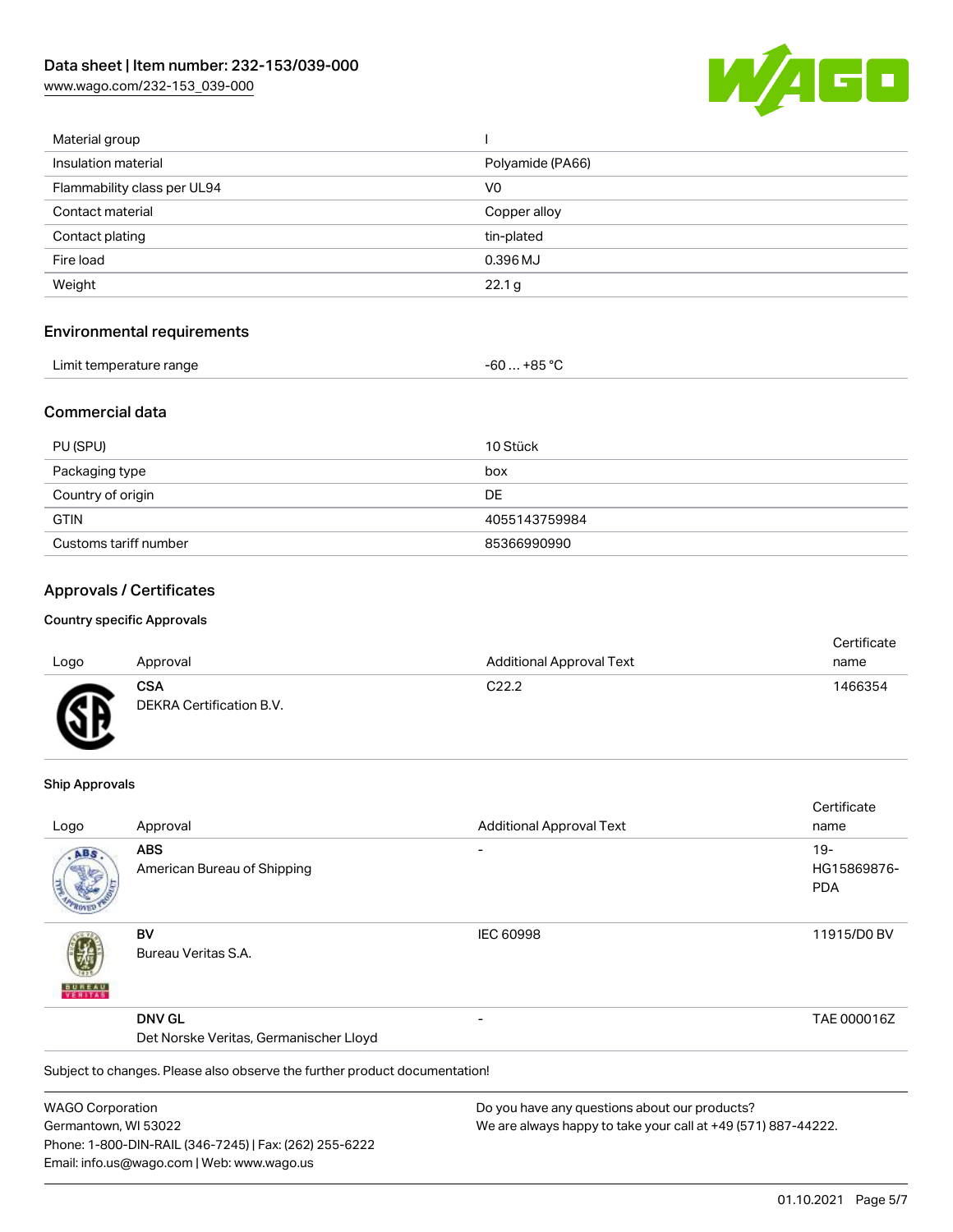| Material group | I |
| --- | --- |
| Insulation material | Polyamide (PA66) |
| Flammability class per UL94 | V0 |
| Contact material | Copper alloy |
| Contact plating | tin-plated |
| Fire load | 0.396 MJ |
| Weight | 22.1 g |

## Environmental requirements

| Limit temperature range | -60 … +85 °C |
| --- | --- |

## Commercial data

| PU (SPU) | 10 Stück |
| --- | --- |
| Packaging type | box |
| Country of origin | DE |
| GTIN | 4055143759984 |
| Customs tariff number | 85366990990 |

## Approvals / Certificates

### Country specific Approvals

| Logo | Approval | Additional Approval Text | Certificate name |
| --- | --- | --- | --- |
| | **CSA** DEKRA Certification B.V. | C22.2 | 1466354 |

### Ship Approvals

| Logo | Approval | Additional Approval Text | Certificate name |
| --- | --- | --- | --- |
| | **ABS** American Bureau of Shipping | - | 19-HG15869876-PDA |
| | **BV** Bureau Veritas S.A. | IEC 60998 | 11915/D0 BV |
| | **DNV GL** Det Norske Veritas, Germanischer Lloyd | - | TAE 000016Z |

Subject to changes. Please also observe the further product documentation!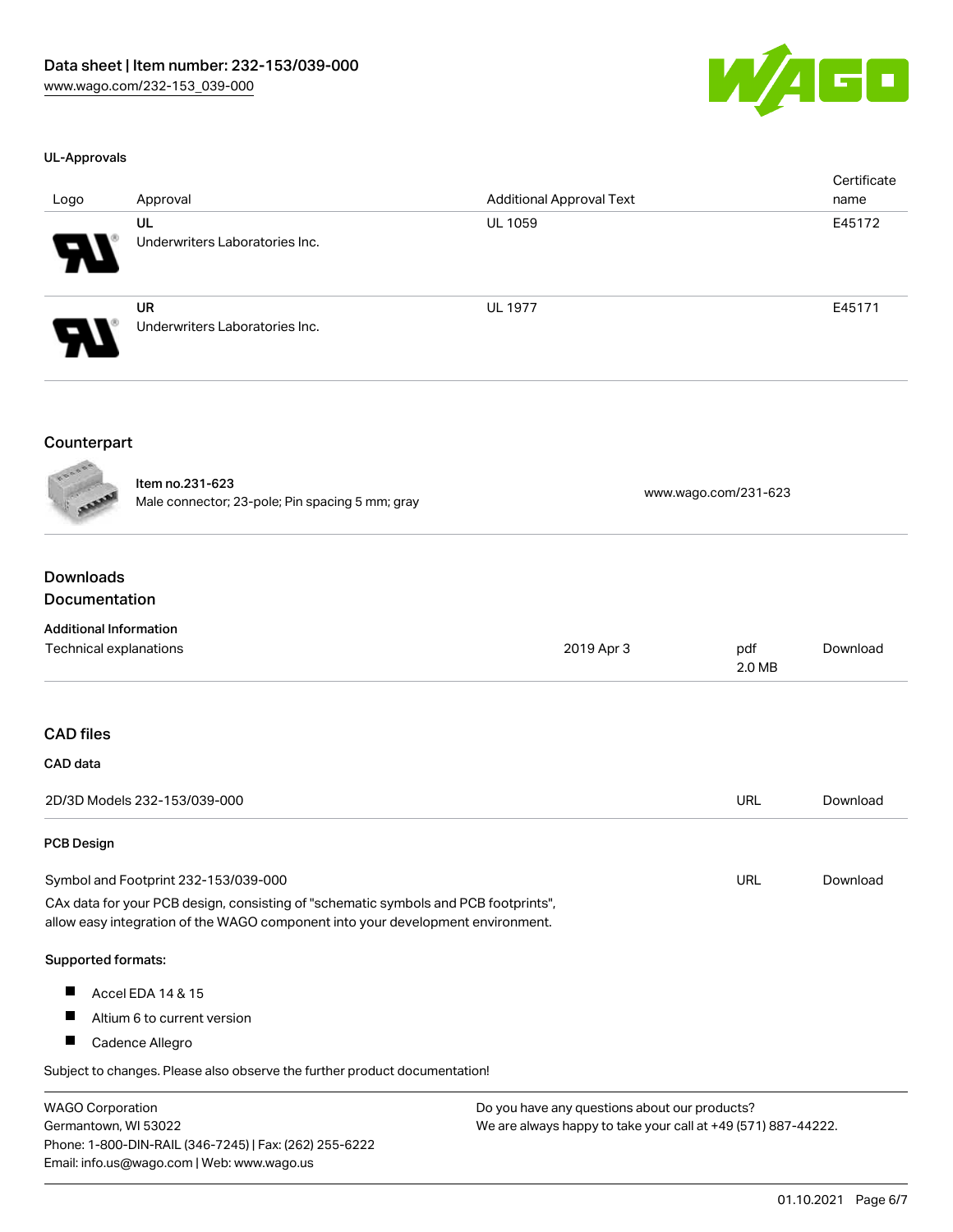### UL-Approvals

| Logo | Approval | Additional Approval Text | Certificate name |
| --- | --- | --- | --- |
| | UL<br>Underwriters Laboratories Inc. | UL 1059 | E45172 |
| | UR<br>Underwriters Laboratories Inc. | UL 1977 | E45171 |

## Counterpart

Item no.231-623
Male connector; 23-pole; Pin spacing 5 mm; gray

www.wago.com/231-623

## Downloads
## Documentation

### Additional Information

| | | | |
| --- | --- | --- | --- |
| Technical explanations | 2019 Apr 3 | pdf<br>2.0 MB | Download |

## CAD files

### CAD data

| | | |
| --- | --- | --- |
| 2D/3D Models 232-153/039-000 | URL | Download |

### PCB Design

| | | |
| --- | --- | --- |
| Symbol and Footprint 232-153/039-000 | URL | Download |

CAx data for your PCB design, consisting of "schematic symbols and PCB footprints", allow easy integration of the WAGO component into your development environment.

**Supported formats:**

- Accel EDA 14 & 15
- Altium 6 to current version
- Cadence Allegro

Subject to changes. Please also observe the further product documentation!

WAGO Corporation
Germantown, WI 53022
Phone: 1-800-DIN-RAIL (346-7245) | Fax: (262) 255-6222
Email: info.us@wago.com | Web: www.wago.us

Do you have any questions about our products?
We are always happy to take your call at +49 (571) 887-44222.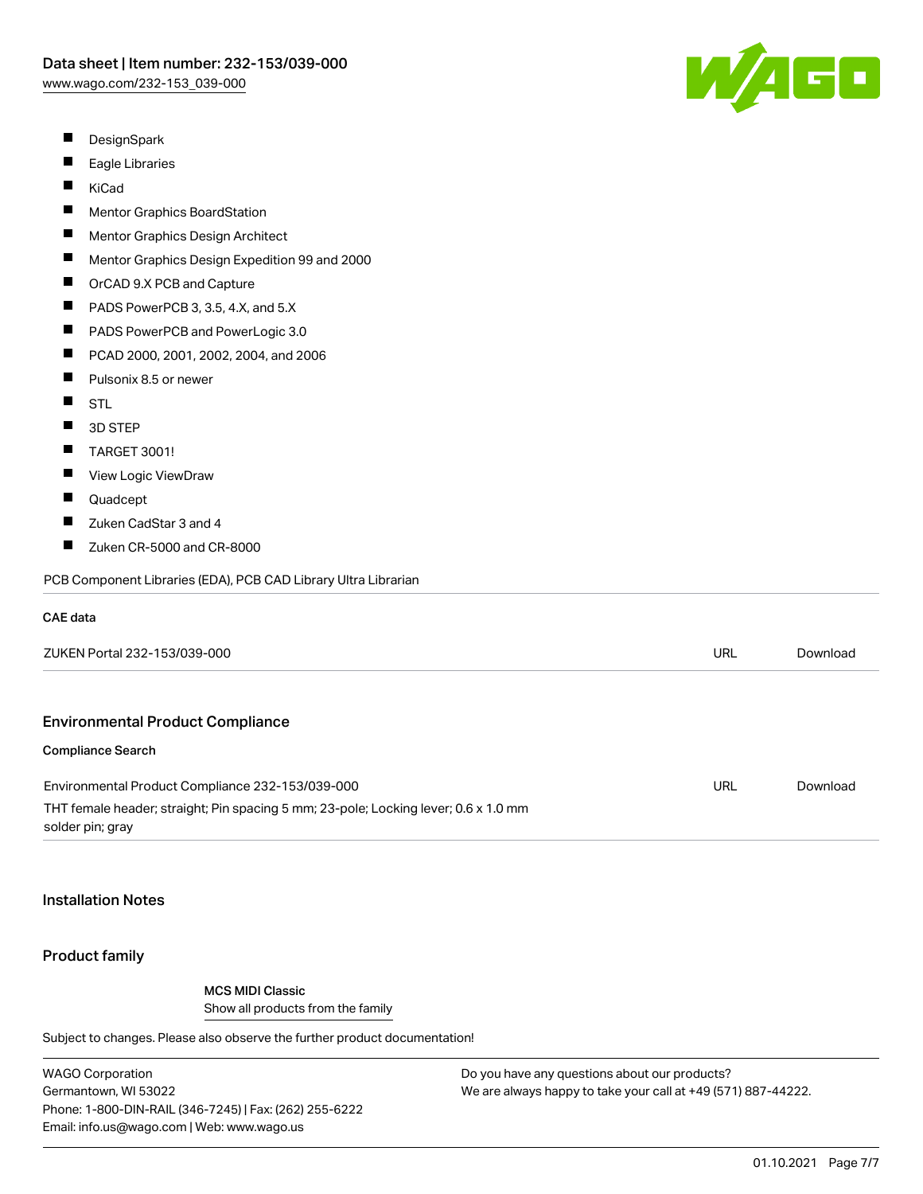- DesignSpark
- Eagle Libraries
- KiCad
- Mentor Graphics BoardStation
- Mentor Graphics Design Architect
- Mentor Graphics Design Expedition 99 and 2000
- OrCAD 9.X PCB and Capture
- PADS PowerPCB 3, 3.5, 4.X, and 5.X
- PADS PowerPCB and PowerLogic 3.0
- PCAD 2000, 2001, 2002, 2004, and 2006
- Pulsonix 8.5 or newer
- STL
- 3D STEP
- TARGET 3001!
- View Logic ViewDraw
- Quadcept
- Zuken CadStar 3 and 4
- Zuken CR-5000 and CR-8000

PCB Component Libraries (EDA), PCB CAD Library Ultra Librarian

**CAE data**

| | | |
|---|---|---|
| ZUKEN Portal 232-153/039-000 | URL | Download |

## Environmental Product Compliance

**Compliance Search**

| | | |
|---|---|---|
| Environmental Product Compliance 232-153/039-000<br>THT female header; straight; Pin spacing 5 mm; 23-pole; Locking lever; 0.6 x 1.0 mm solder pin; gray | URL | Download |

## Installation Notes

## Product family

**MCS MIDI Classic**
Show all products from the family

Subject to changes. Please also observe the further product documentation!

WAGO Corporation
Germantown, WI 53022
Phone: 1-800-DIN-RAIL (346-7245) | Fax: (262) 255-6222
Email: info.us@wago.com | Web: www.wago.us

Do you have any questions about our products?
We are always happy to take your call at +49 (571) 887-44222.